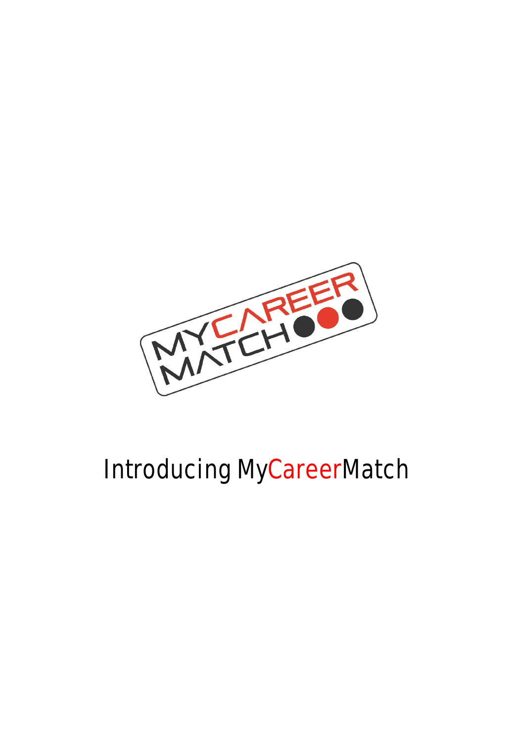# Introducing MyCareerMatch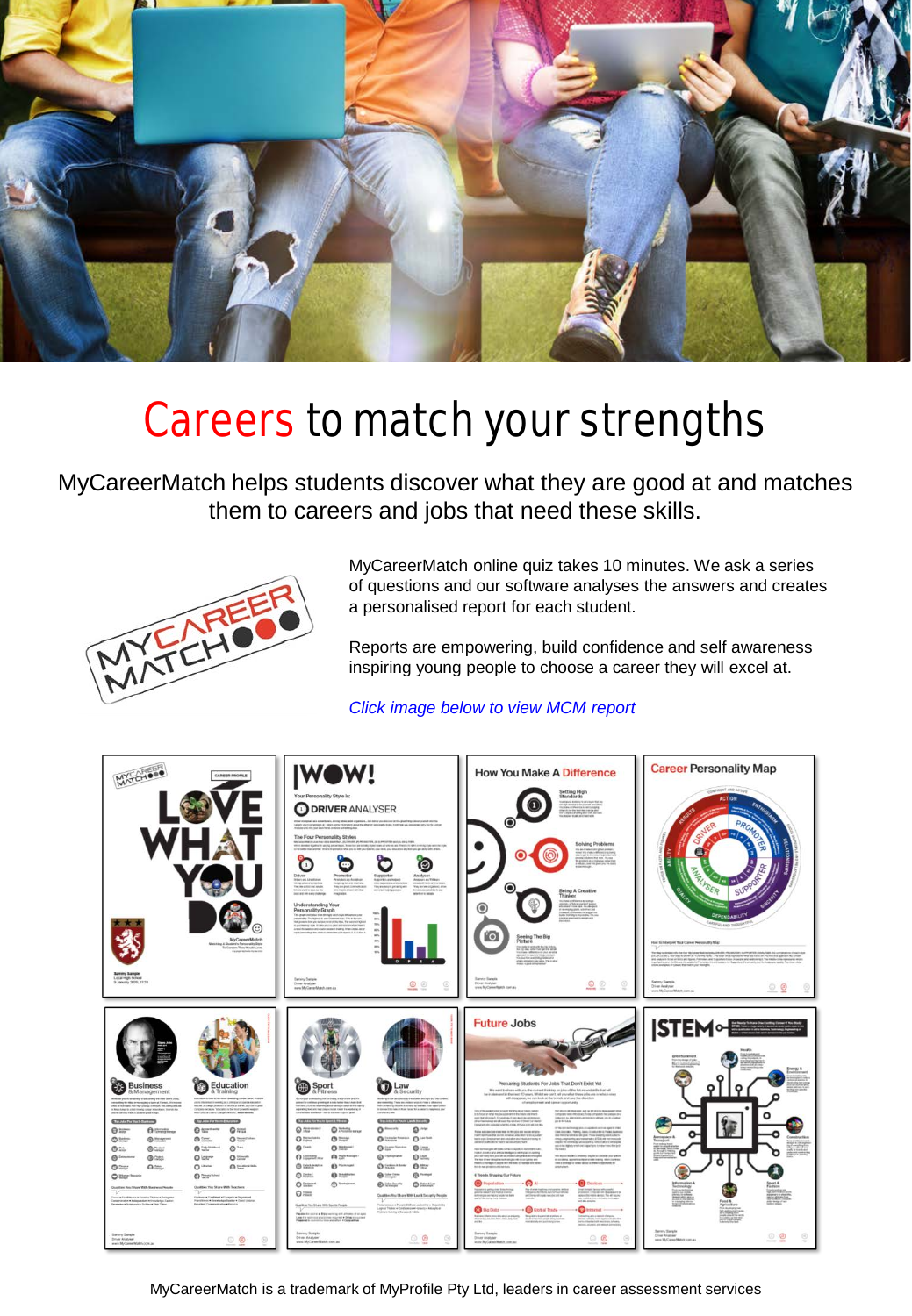# Careers to match your strengths

MyCareerMatch helps students discover what they are good at and matches them to careers and jobs that need these skills.

MyCareerMatch online quiz takes 10 minutes. We ask a series of questions and our software analyses the answers and creates a personalised report for each student.

Reports are empowering, build confidence and self awareness inspiring young people to choose a career they will excel at.

*Click image below to view MCM report*

MyCareerMatch is a trademark of MyProfile Pty Ltd, leaders in career assessment services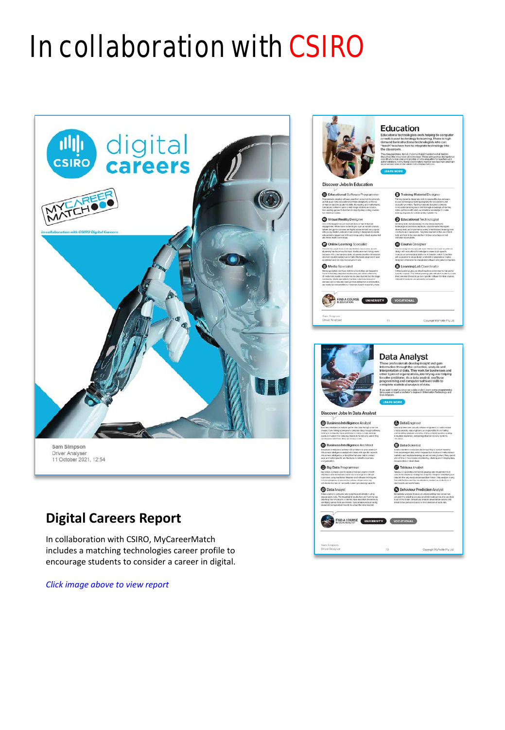# In collaboration with CSIRO

## Digital Careers Report

In collaboration with CSIRO, MyCareerMatch includes a matching technologies career profile to encourage students to consider a career in digital.

*Click image above to view report*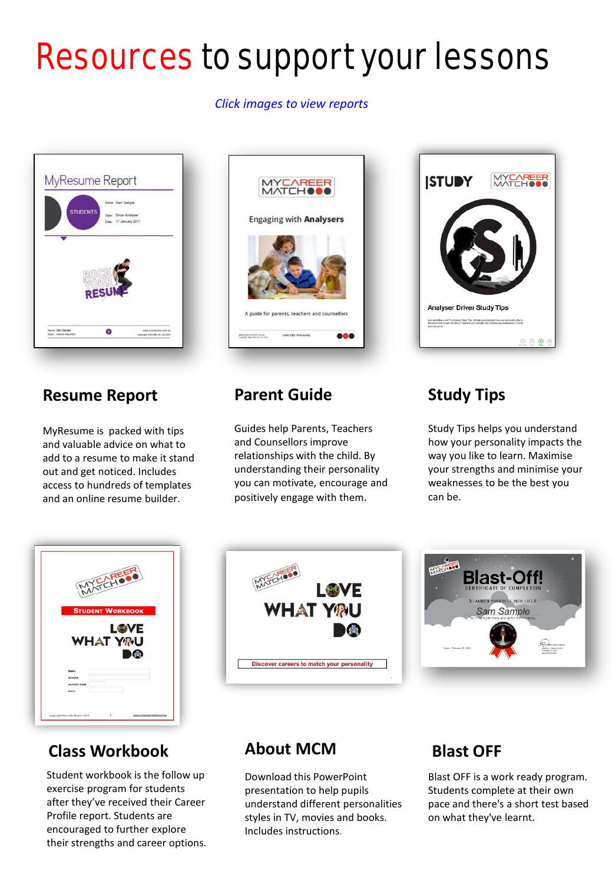# Resources to support your lessons

*Click images to view reports*

## Resume Report

MyResume is packed with tips and valuable advice on what to add to a resume to make it stand out and get noticed. Includes access to hundreds of templates and an online resume builder.

## Parent Guide

Guides help Parents, Teachers and Counsellors improve relationships with the child. By understanding their personality you can motivate, encourage and positively engage with them.

## Study Tips

Study Tips helps you understand how your personality impacts the way you like to learn. Maximise your strengths and minimise your weaknesses to be the best you can be.

## Class Workbook

Student workbook is the follow up exercise program for students after they've received their Career Profile report. Students are encouraged to further explore their strengths and career options.

## About MCM

Download this PowerPoint presentation to help pupils understand different personalities styles in TV, movies and books. Includes instructions.

## Blast OFF

Blast OFF is a work ready program. Students complete at their own pace and there's a short test based on what they've learnt.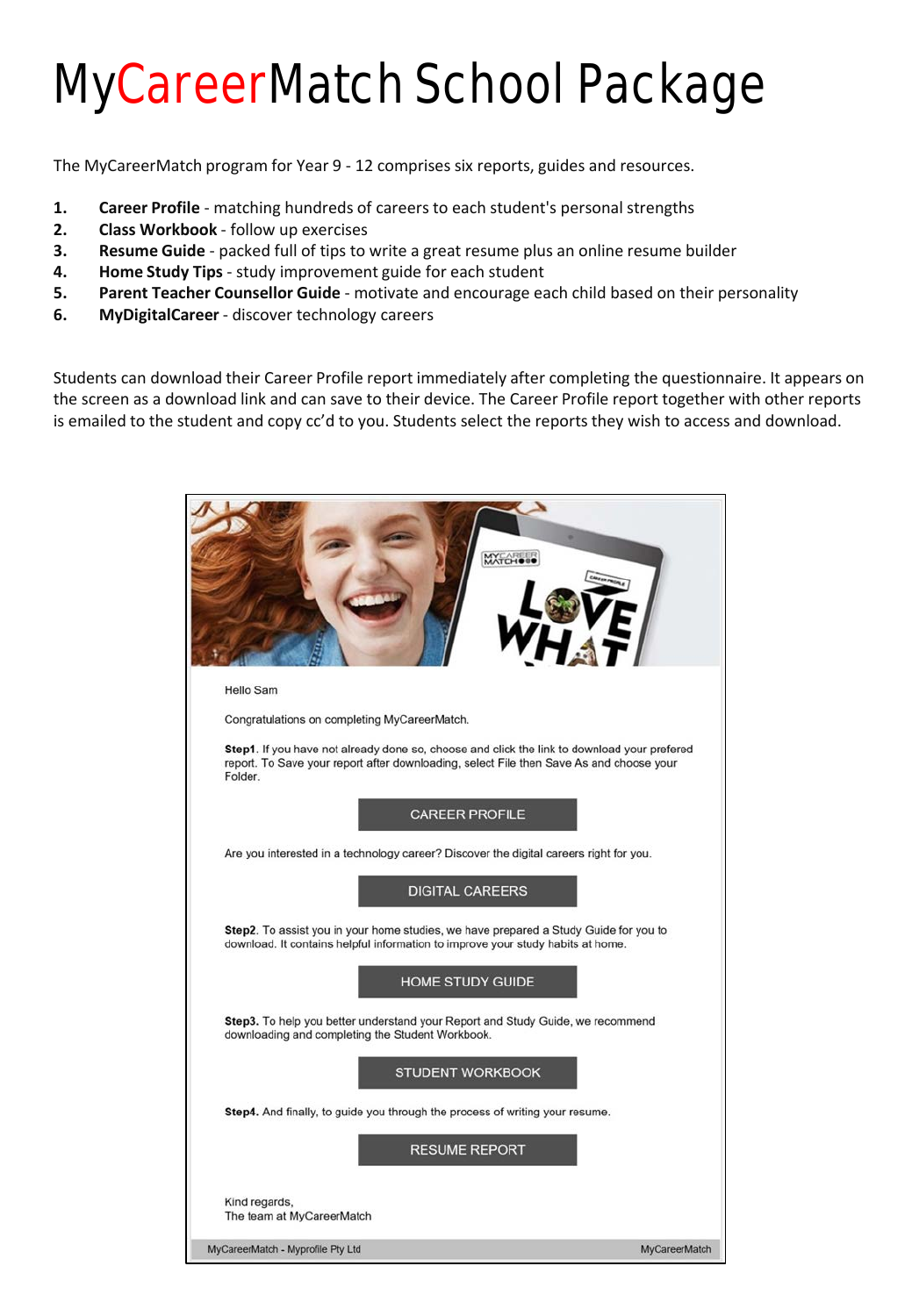# MyCareerMatch School Package

The MyCareerMatch program for Year 9 - 12 comprises six reports, guides and resources.

1. **Career Profile** - matching hundreds of careers to each student's personal strengths
2. **Class Workbook** - follow up exercises
3. **Resume Guide** - packed full of tips to write a great resume plus an online resume builder
4. **Home Study Tips** - study improvement guide for each student
5. **Parent Teacher Counsellor Guide** - motivate and encourage each child based on their personality
6. **MyDigitalCareer** - discover technology careers

Students can download their Career Profile report immediately after completing the questionnaire. It appears on the screen as a download link and can save to their device. The Career Profile report together with other reports is emailed to the student and copy cc'd to you. Students select the reports they wish to access and download.

Hello Sam

Congratulations on completing MyCareerMatch.

**Step1**. If you have not already done so, choose and click the link to download your prefered report. To Save your report after downloading, select File then Save As and choose your Folder.

CAREER PROFILE

Are you interested in a technology career? Discover the digital careers right for you.

DIGITAL CAREERS

**Step2**. To assist you in your home studies, we have prepared a Study Guide for you to download. It contains helpful information to improve your study habits at home.

HOME STUDY GUIDE

**Step3.** To help you better understand your Report and Study Guide, we recommend downloading and completing the Student Workbook.

STUDENT WORKBOOK

**Step4.** And finally, to guide you through the process of writing your resume.

RESUME REPORT

Kind regards,
The team at MyCareerMatch

MyCareerMatch - Myprofile Pty Ltd MyCareerMatch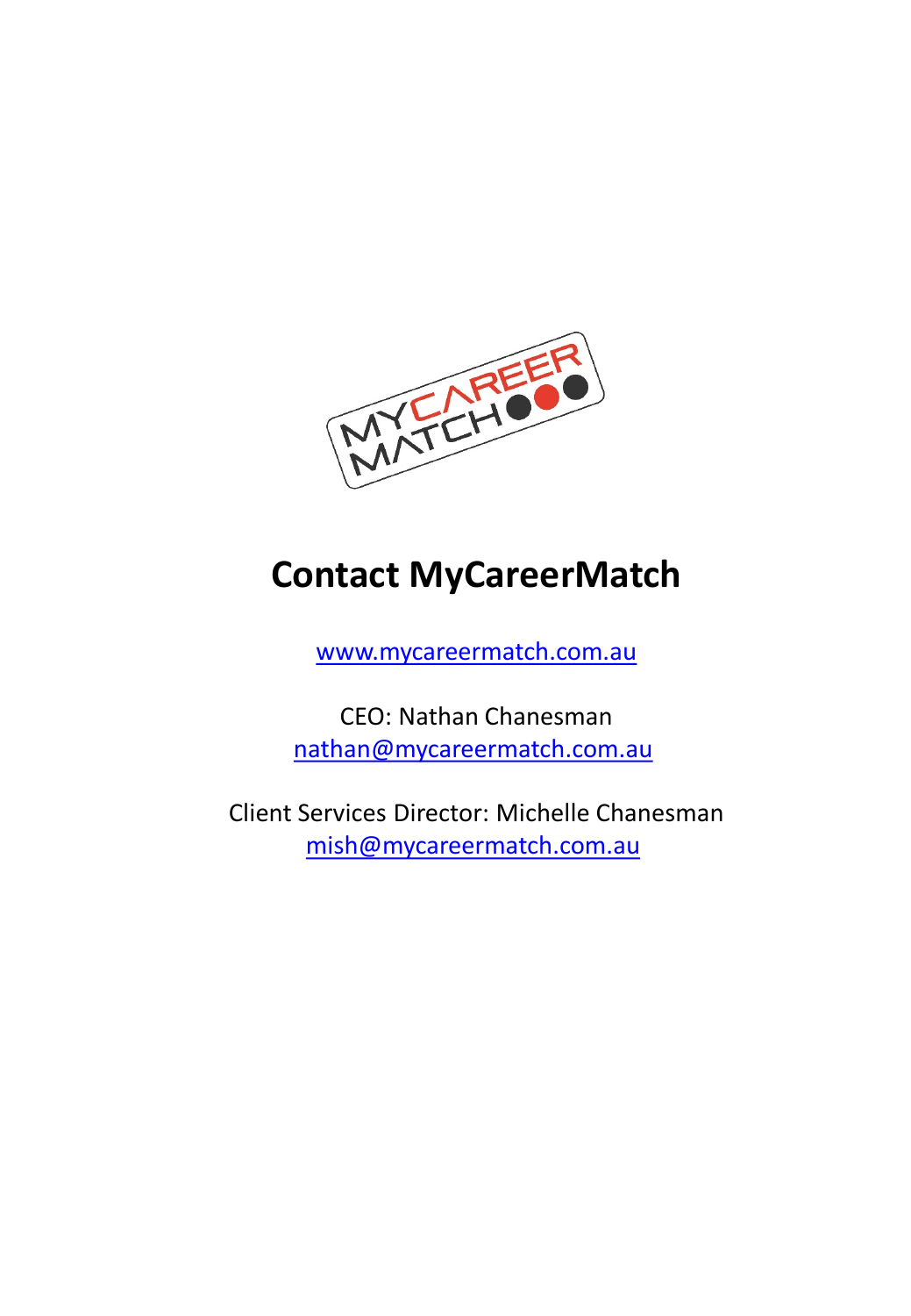# Contact MyCareerMatch

www.mycareermatch.com.au

CEO: Nathan Chanesman
nathan@mycareermatch.com.au

Client Services Director: Michelle Chanesman
mish@mycareermatch.com.au